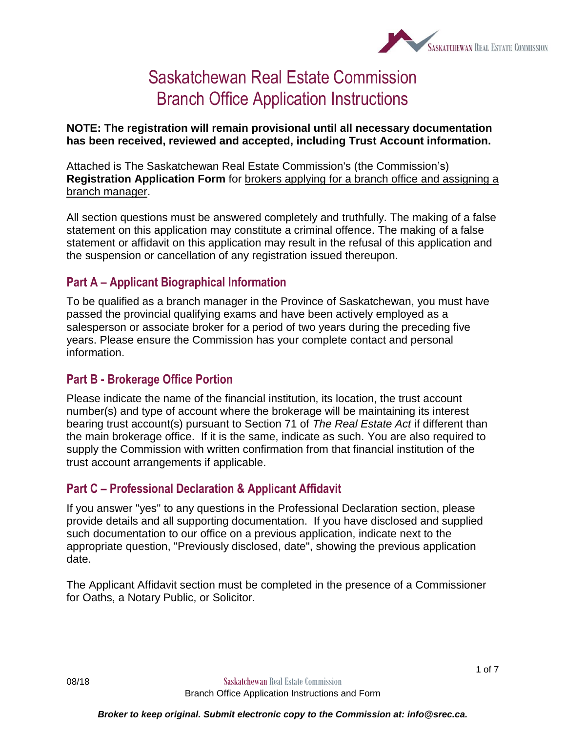# Saskatchewan Real Estate Commission
# Branch Office Application Instructions

**NOTE: The registration will remain provisional until all necessary documentation has been received, reviewed and accepted, including Trust Account information.**

Attached is The Saskatchewan Real Estate Commission's (the Commission's) **Registration Application Form** for brokers applying for a branch office and assigning a branch manager.

All section questions must be answered completely and truthfully. The making of a false statement on this application may constitute a criminal offence. The making of a false statement or affidavit on this application may result in the refusal of this application and the suspension or cancellation of any registration issued thereupon.

## Part A – Applicant Biographical Information

To be qualified as a branch manager in the Province of Saskatchewan, you must have passed the provincial qualifying exams and have been actively employed as a salesperson or associate broker for a period of two years during the preceding five years. Please ensure the Commission has your complete contact and personal information.

## Part B - Brokerage Office Portion

Please indicate the name of the financial institution, its location, the trust account number(s) and type of account where the brokerage will be maintaining its interest bearing trust account(s) pursuant to Section 71 of *The Real Estate Act* if different than the main brokerage office. If it is the same, indicate as such. You are also required to supply the Commission with written confirmation from that financial institution of the trust account arrangements if applicable.

## Part C – Professional Declaration & Applicant Affidavit

If you answer "yes" to any questions in the Professional Declaration section, please provide details and all supporting documentation. If you have disclosed and supplied such documentation to our office on a previous application, indicate next to the appropriate question, "Previously disclosed, date", showing the previous application date.

The Applicant Affidavit section must be completed in the presence of a Commissioner for Oaths, a Notary Public, or Solicitor.

***Broker to keep original. Submit electronic copy to the Commission at: info@srec.ca.***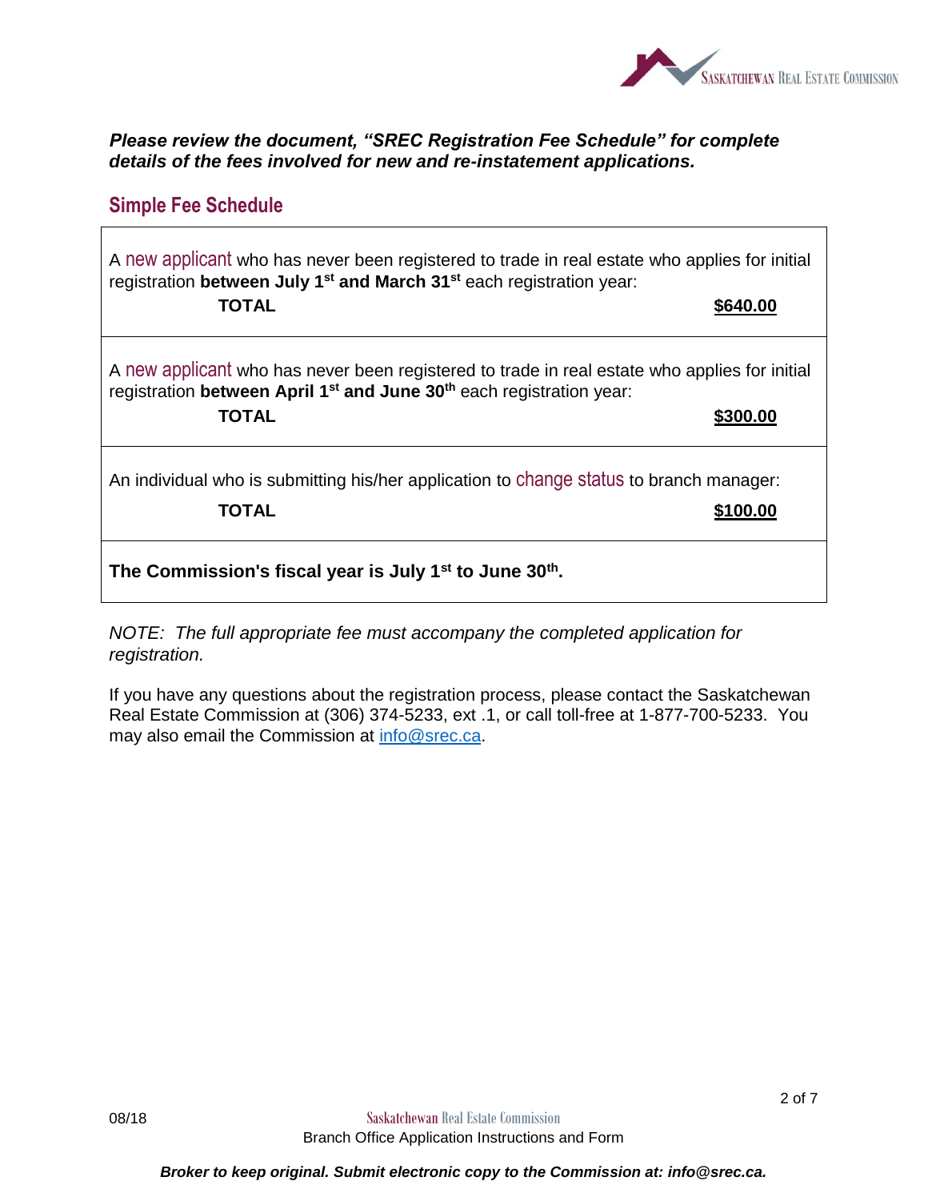***Please review the document, "SREC Registration Fee Schedule" for complete details of the fees involved for new and re-instatement applications.***

## Simple Fee Schedule

| | |
|---|---|
| A new applicant who has never been registered to trade in real estate who applies for initial registration **between July 1st and March 31st** each registration year: | |
| **TOTAL** | **$640.00** |
| A new applicant who has never been registered to trade in real estate who applies for initial registration **between April 1st and June 30th** each registration year: | |
| **TOTAL** | **$300.00** |
| An individual who is submitting his/her application to change status to branch manager: | |
| **TOTAL** | **$100.00** |
| **The Commission's fiscal year is July 1st to June 30th.** | |

*NOTE: The full appropriate fee must accompany the completed application for registration.*

If you have any questions about the registration process, please contact the Saskatchewan Real Estate Commission at (306) 374-5233, ext .1, or call toll-free at 1-877-700-5233. You may also email the Commission at info@srec.ca.

***Broker to keep original. Submit electronic copy to the Commission at: info@srec.ca.***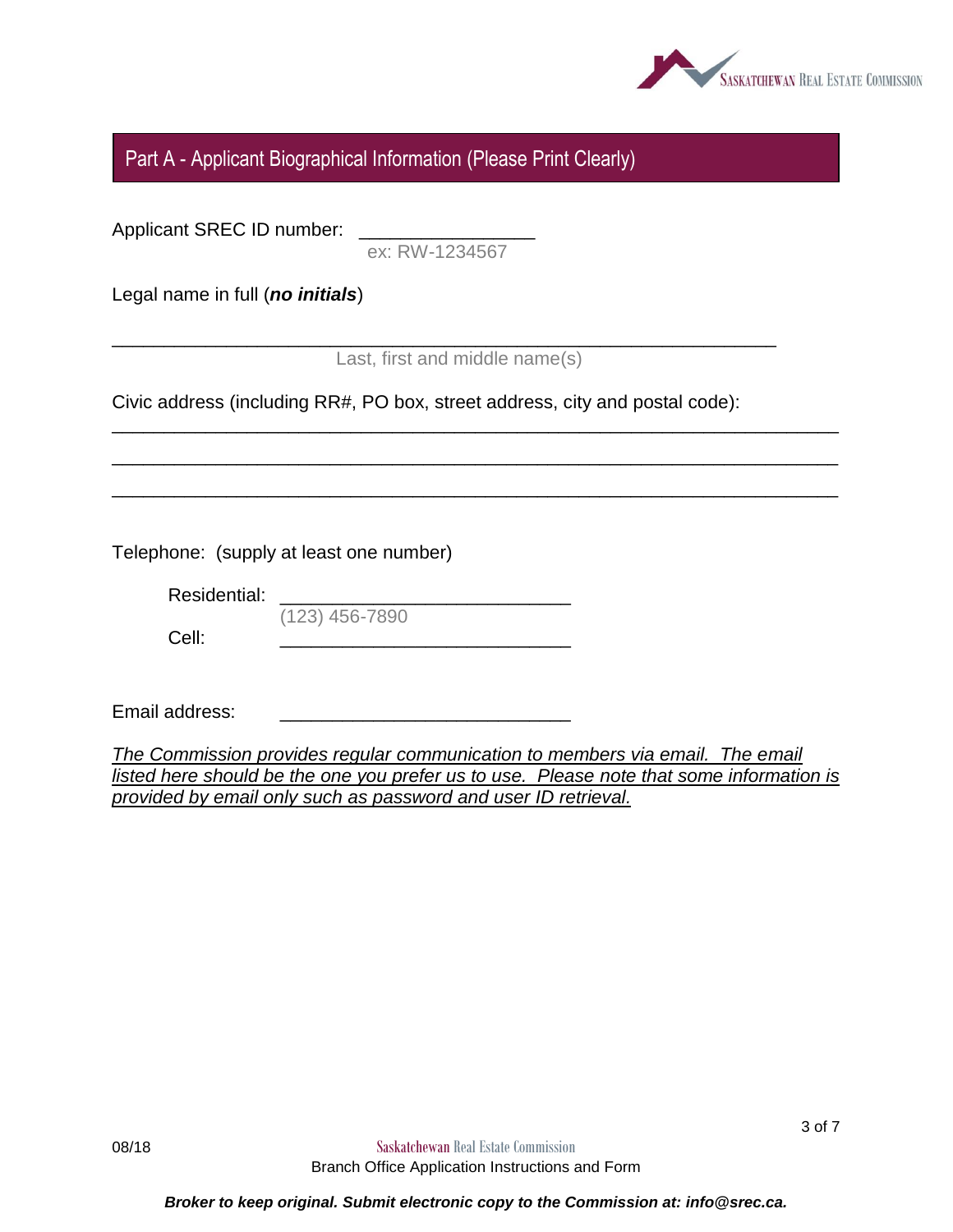## Part A - Applicant Biographical Information (Please Print Clearly)

Applicant SREC ID number: ________________
ex: RW-1234567

Legal name in full (***no initials***)

____________________________________________________________
Last, first and middle name(s)

Civic address (including RR#, PO box, street address, city and postal code):

__________________________________________________________________

__________________________________________________________________

__________________________________________________________________

Telephone: (supply at least one number)

Residential: ___________________________
(123) 456-7890

Cell: ___________________________

Email address: ___________________________

*The Commission provides regular communication to members via email. The email listed here should be the one you prefer us to use. Please note that some information is provided by email only such as password and user ID retrieval.*

08/18

Saskatchewan Real Estate Commission
Branch Office Application Instructions and Form

***Broker to keep original. Submit electronic copy to the Commission at: info@srec.ca.***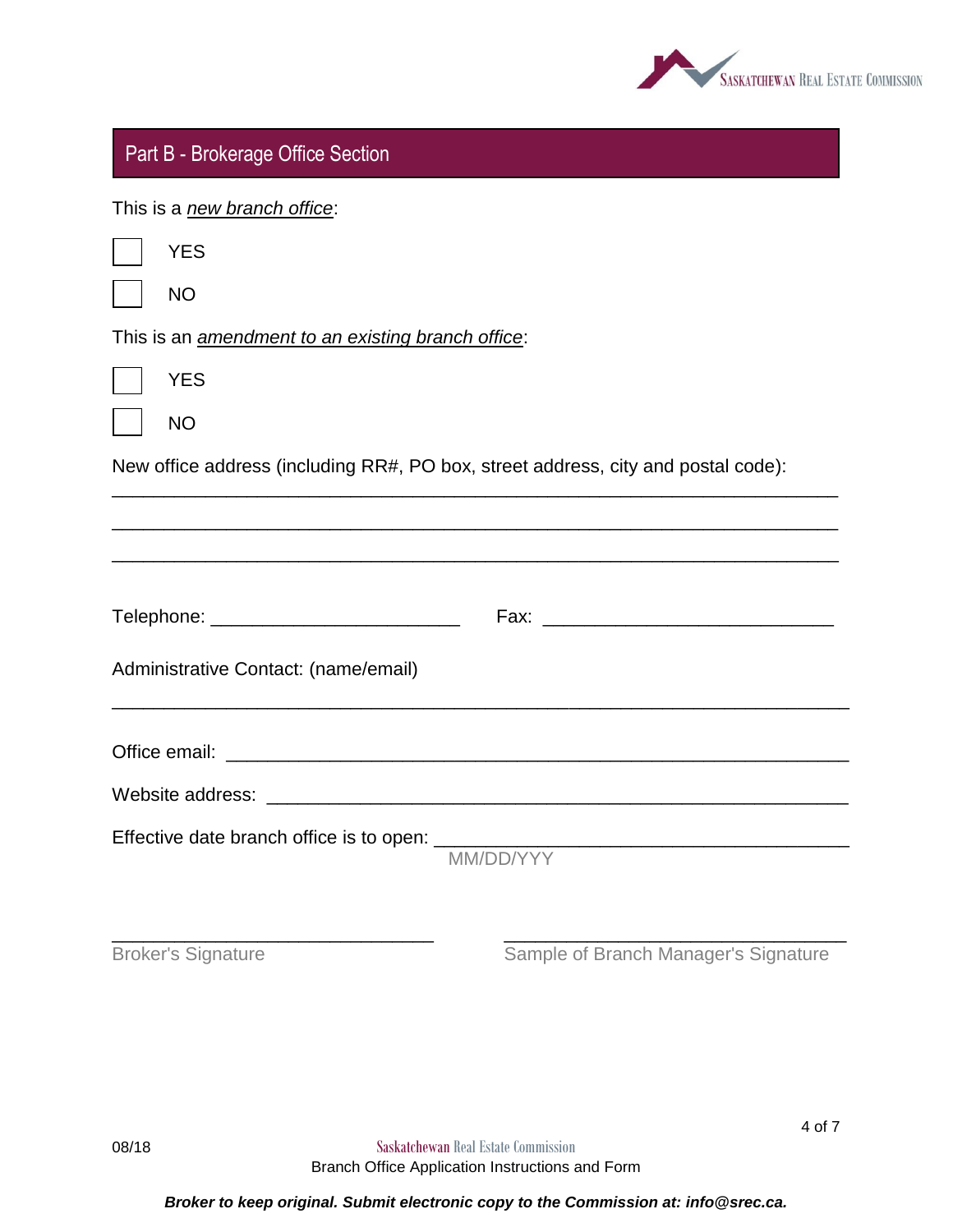## Part B - Brokerage Office Section

This is a *new branch office*:

☐ YES

☐ NO

This is an *amendment to an existing branch office*:

☐ YES

☐ NO

New office address (including RR#, PO box, street address, city and postal code):

\_\_\_\_\_\_\_\_\_\_\_\_\_\_\_\_\_\_\_\_\_\_\_\_\_\_\_\_\_\_\_\_\_\_\_\_\_\_\_\_\_\_\_\_\_\_\_\_\_\_\_\_\_\_\_\_\_\_\_\_\_\_\_\_\_\_

\_\_\_\_\_\_\_\_\_\_\_\_\_\_\_\_\_\_\_\_\_\_\_\_\_\_\_\_\_\_\_\_\_\_\_\_\_\_\_\_\_\_\_\_\_\_\_\_\_\_\_\_\_\_\_\_\_\_\_\_\_\_\_\_\_\_

\_\_\_\_\_\_\_\_\_\_\_\_\_\_\_\_\_\_\_\_\_\_\_\_\_\_\_\_\_\_\_\_\_\_\_\_\_\_\_\_\_\_\_\_\_\_\_\_\_\_\_\_\_\_\_\_\_\_\_\_\_\_\_\_\_\_

Telephone: \_\_\_\_\_\_\_\_\_\_\_\_\_\_\_\_\_\_\_\_\_\_\_\_ Fax: \_\_\_\_\_\_\_\_\_\_\_\_\_\_\_\_\_\_\_\_\_\_\_\_\_\_\_\_

Administrative Contact: (name/email)

\_\_\_\_\_\_\_\_\_\_\_\_\_\_\_\_\_\_\_\_\_\_\_\_\_\_\_\_\_\_\_\_\_\_\_\_\_\_\_\_\_\_\_\_\_\_\_\_\_\_\_\_\_\_\_\_\_\_\_\_\_\_\_\_\_\_

Office email: \_\_\_\_\_\_\_\_\_\_\_\_\_\_\_\_\_\_\_\_\_\_\_\_\_\_\_\_\_\_\_\_\_\_\_\_\_\_\_\_\_\_\_\_\_\_\_\_\_\_\_\_\_\_\_\_

Website address: \_\_\_\_\_\_\_\_\_\_\_\_\_\_\_\_\_\_\_\_\_\_\_\_\_\_\_\_\_\_\_\_\_\_\_\_\_\_\_\_\_\_\_\_\_\_\_\_\_\_\_\_

Effective date branch office is to open: \_\_\_\_\_\_\_\_\_\_\_\_\_\_\_\_\_\_\_\_\_\_\_\_\_\_\_\_\_\_\_\_\_\_\_\_\_\_\_
MM/DD/YYY

\_\_\_\_\_\_\_\_\_\_\_\_\_\_\_\_\_\_\_\_\_\_\_\_\_\_\_\_\_\_ \_\_\_\_\_\_\_\_\_\_\_\_\_\_\_\_\_\_\_\_\_\_\_\_\_\_\_\_\_\_\_\_\_
Broker's Signature Sample of Branch Manager's Signature

08/18

Saskatchewan Real Estate Commission
Branch Office Application Instructions and Form

***Broker to keep original. Submit electronic copy to the Commission at: info@srec.ca.***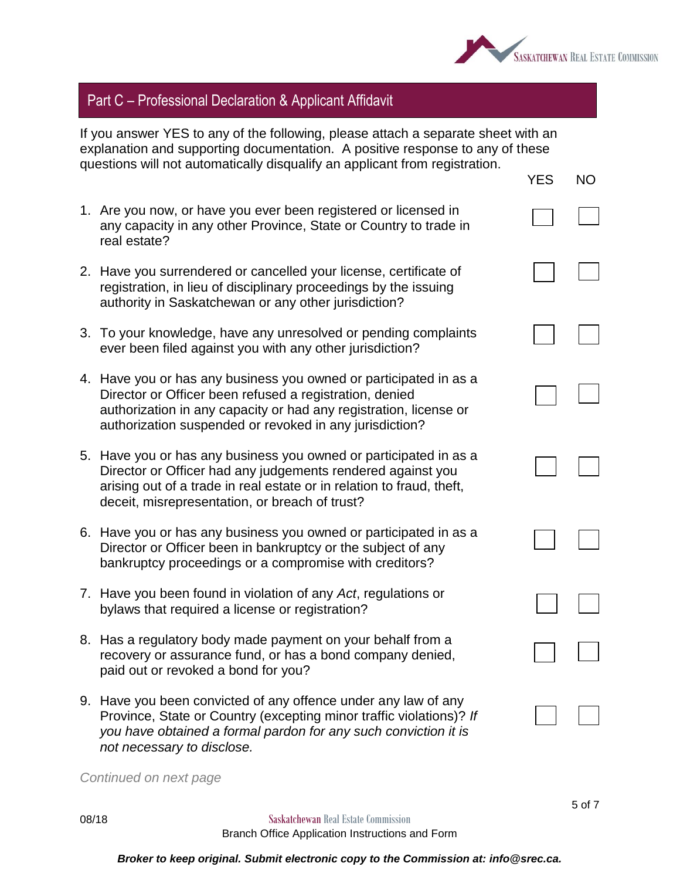## Part C – Professional Declaration & Applicant Affidavit

If you answer YES to any of the following, please attach a separate sheet with an explanation and supporting documentation. A positive response to any of these questions will not automatically disqualify an applicant from registration.

| | YES | NO |
|---|---|---|
| 1. Are you now, or have you ever been registered or licensed in any capacity in any other Province, State or Country to trade in real estate? | ☐ | ☐ |
| 2. Have you surrendered or cancelled your license, certificate of registration, in lieu of disciplinary proceedings by the issuing authority in Saskatchewan or any other jurisdiction? | ☐ | ☐ |
| 3. To your knowledge, have any unresolved or pending complaints ever been filed against you with any other jurisdiction? | ☐ | ☐ |
| 4. Have you or has any business you owned or participated in as a Director or Officer been refused a registration, denied authorization in any capacity or had any registration, license or authorization suspended or revoked in any jurisdiction? | ☐ | ☐ |
| 5. Have you or has any business you owned or participated in as a Director or Officer had any judgements rendered against you arising out of a trade in real estate or in relation to fraud, theft, deceit, misrepresentation, or breach of trust? | ☐ | ☐ |
| 6. Have you or has any business you owned or participated in as a Director or Officer been in bankruptcy or the subject of any bankruptcy proceedings or a compromise with creditors? | ☐ | ☐ |
| 7. Have you been found in violation of any *Act*, regulations or bylaws that required a license or registration? | ☐ | ☐ |
| 8. Has a regulatory body made payment on your behalf from a recovery or assurance fund, or has a bond company denied, paid out or revoked a bond for you? | ☐ | ☐ |
| 9. Have you been convicted of any offence under any law of any Province, State or Country (excepting minor traffic violations)? *If you have obtained a formal pardon for any such conviction it is not necessary to disclose.* | ☐ | ☐ |

*Continued on next page*

***Broker to keep original. Submit electronic copy to the Commission at: info@srec.ca.***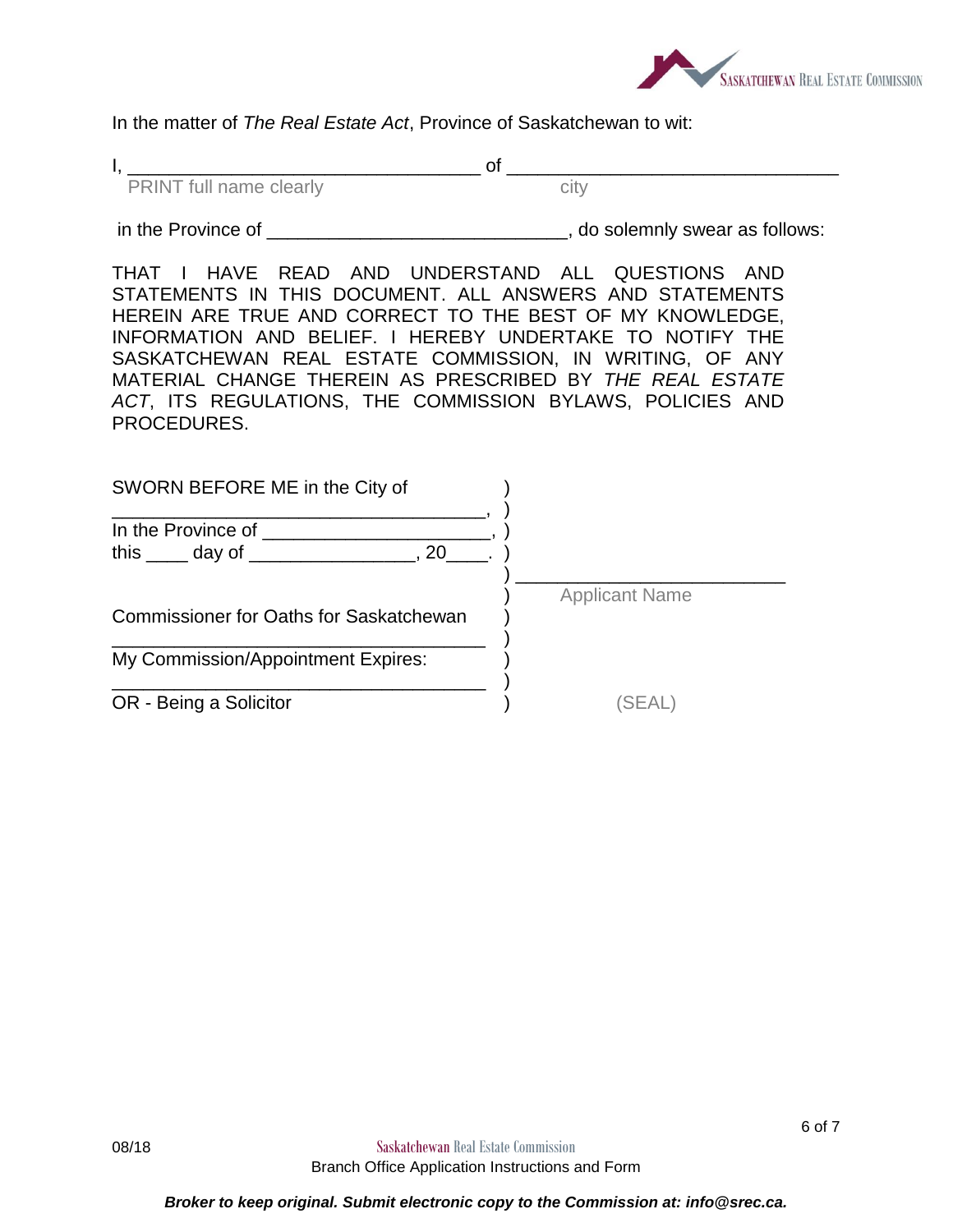In the matter of *The Real Estate Act*, Province of Saskatchewan to wit:

I, ___________________________________ of ________________________________

PRINT full name clearly city

in the Province of _____________________________, do solemnly swear as follows:

THAT I HAVE READ AND UNDERSTAND ALL QUESTIONS AND STATEMENTS IN THIS DOCUMENT. ALL ANSWERS AND STATEMENTS HEREIN ARE TRUE AND CORRECT TO THE BEST OF MY KNOWLEDGE, INFORMATION AND BELIEF. I HEREBY UNDERTAKE TO NOTIFY THE SASKATCHEWAN REAL ESTATE COMMISSION, IN WRITING, OF ANY MATERIAL CHANGE THEREIN AS PRESCRIBED BY *THE REAL ESTATE ACT*, ITS REGULATIONS, THE COMMISSION BYLAWS, POLICIES AND PROCEDURES.

SWORN BEFORE ME in the City of )
_____________________________________, )
In the Province of ______________________, )
this ____ day of ________________, 20____. )
) __________________________
) Applicant Name
Commissioner for Oaths for Saskatchewan )
_____________________________________ )
My Commission/Appointment Expires: )
_____________________________________ )
OR - Being a Solicitor ) (SEAL)

08/18

Saskatchewan Real Estate Commission
Branch Office Application Instructions and Form

***Broker to keep original. Submit electronic copy to the Commission at: info@srec.ca.***